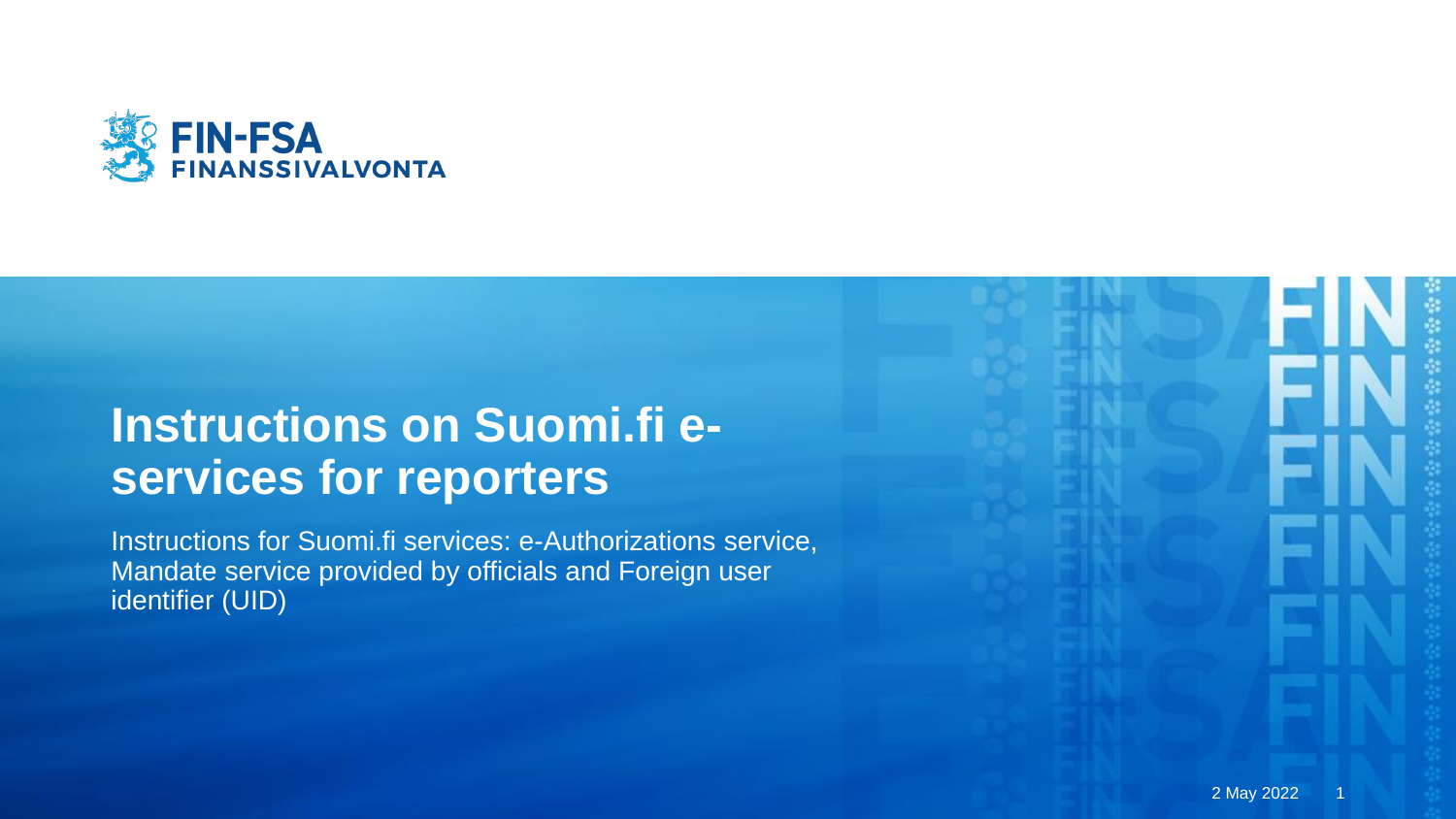FIN-FSA
FINANSSIVALVONTA

# Instructions on Suomi.fi e-services for reporters

Instructions for Suomi.fi services: e-Authorizations service, Mandate service provided by officials and Foreign user identifier (UID)

2 May 2022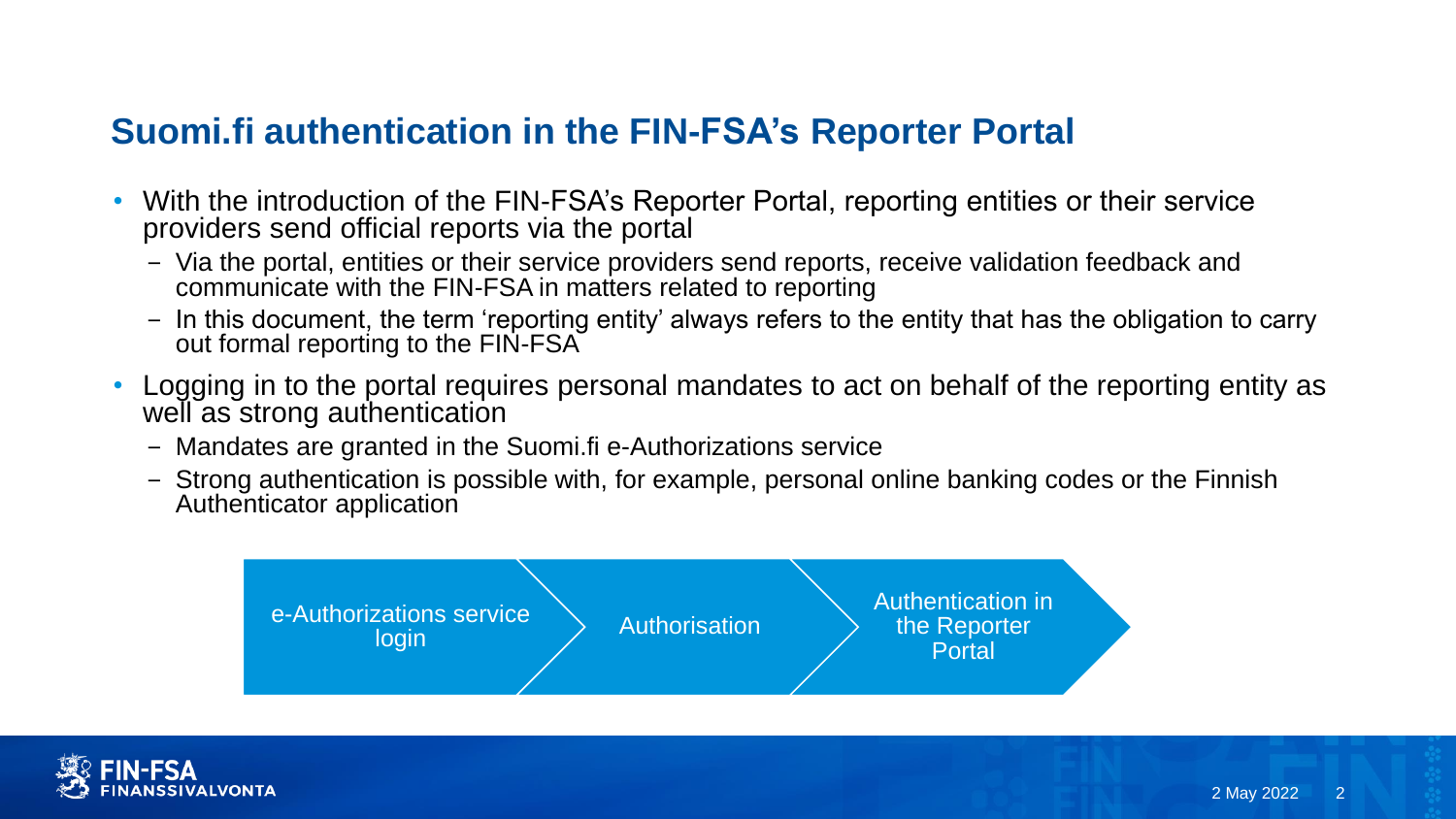## Suomi.fi authentication in the FIN-FSA's Reporter Portal

- With the introduction of the FIN-FSA's Reporter Portal, reporting entities or their service providers send official reports via the portal
  - Via the portal, entities or their service providers send reports, receive validation feedback and communicate with the FIN-FSA in matters related to reporting
  - In this document, the term 'reporting entity' always refers to the entity that has the obligation to carry out formal reporting to the FIN-FSA
- Logging in to the portal requires personal mandates to act on behalf of the reporting entity as well as strong authentication
  - Mandates are granted in the Suomi.fi e-Authorizations service
  - Strong authentication is possible with, for example, personal online banking codes or the Finnish Authenticator application

e-Authorizations service login → Authorisation → Authentication in the Reporter Portal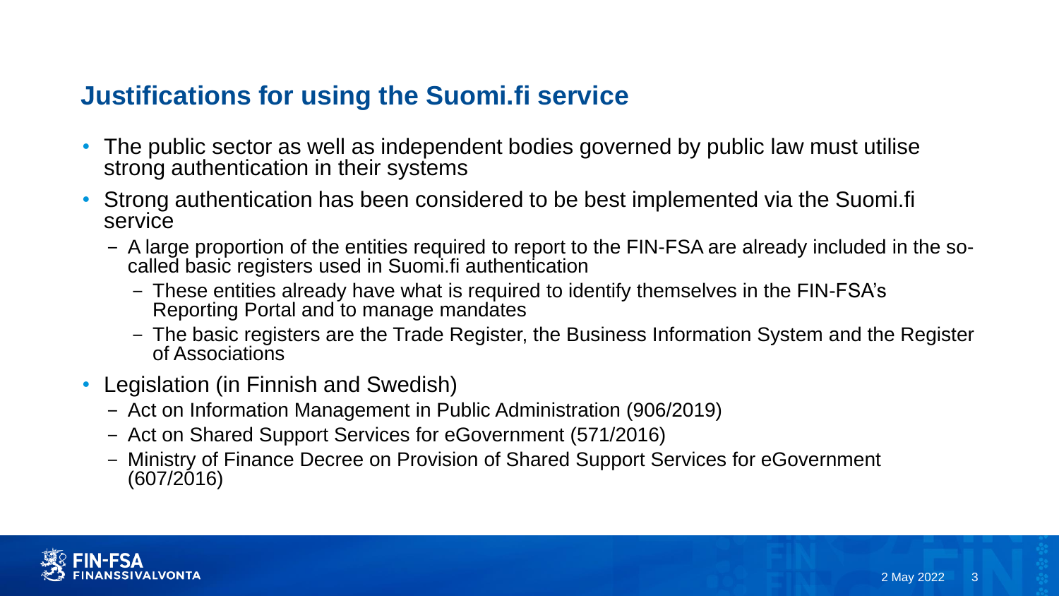## Justifications for using the Suomi.fi service

- The public sector as well as independent bodies governed by public law must utilise strong authentication in their systems
- Strong authentication has been considered to be best implemented via the Suomi.fi service
  - A large proportion of the entities required to report to the FIN-FSA are already included in the so-called basic registers used in Suomi.fi authentication
    - These entities already have what is required to identify themselves in the FIN-FSA's Reporting Portal and to manage mandates
    - The basic registers are the Trade Register, the Business Information System and the Register of Associations
- Legislation (in Finnish and Swedish)
  - Act on Information Management in Public Administration (906/2019)
  - Act on Shared Support Services for eGovernment (571/2016)
  - Ministry of Finance Decree on Provision of Shared Support Services for eGovernment (607/2016)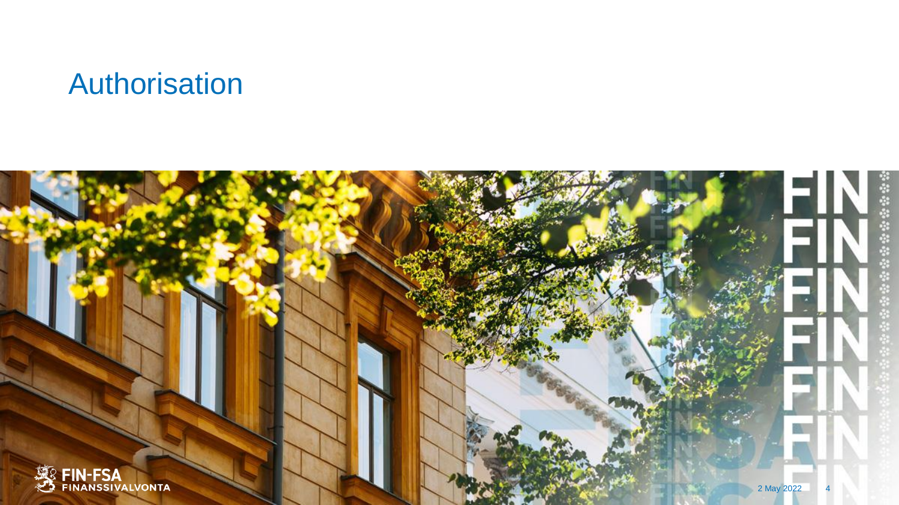# Authorisation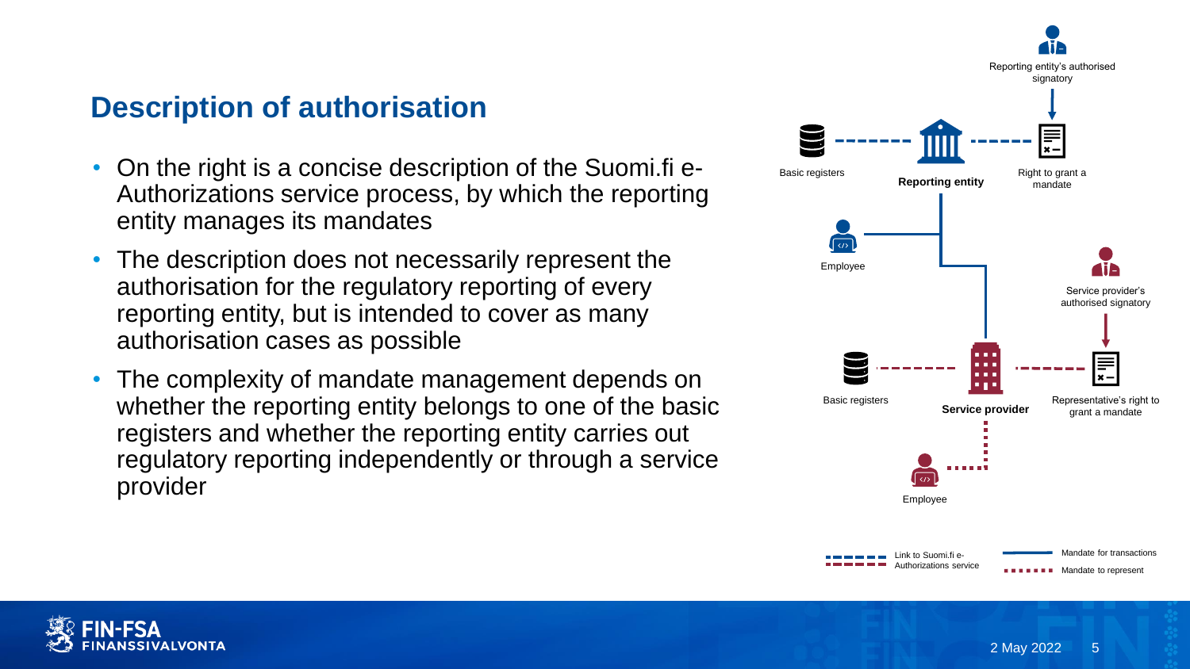## Description of authorisation

- On the right is a concise description of the Suomi.fi e-Authorizations service process, by which the reporting entity manages its mandates
- The description does not necessarily represent the authorisation for the regulatory reporting of every reporting entity, but is intended to cover as many authorisation cases as possible
- The complexity of mandate management depends on whether the reporting entity belongs to one of the basic registers and whether the reporting entity carries out regulatory reporting independently or through a service provider

Reporting entity's authorised signatory

Basic registers

**Reporting entity**

Right to grant a mandate

Employee

Service provider's authorised signatory

Basic registers

**Service provider**

Representative's right to grant a mandate

Employee

Link to Suomi.fi e-Authorizations service

Mandate for transactions

Mandate to represent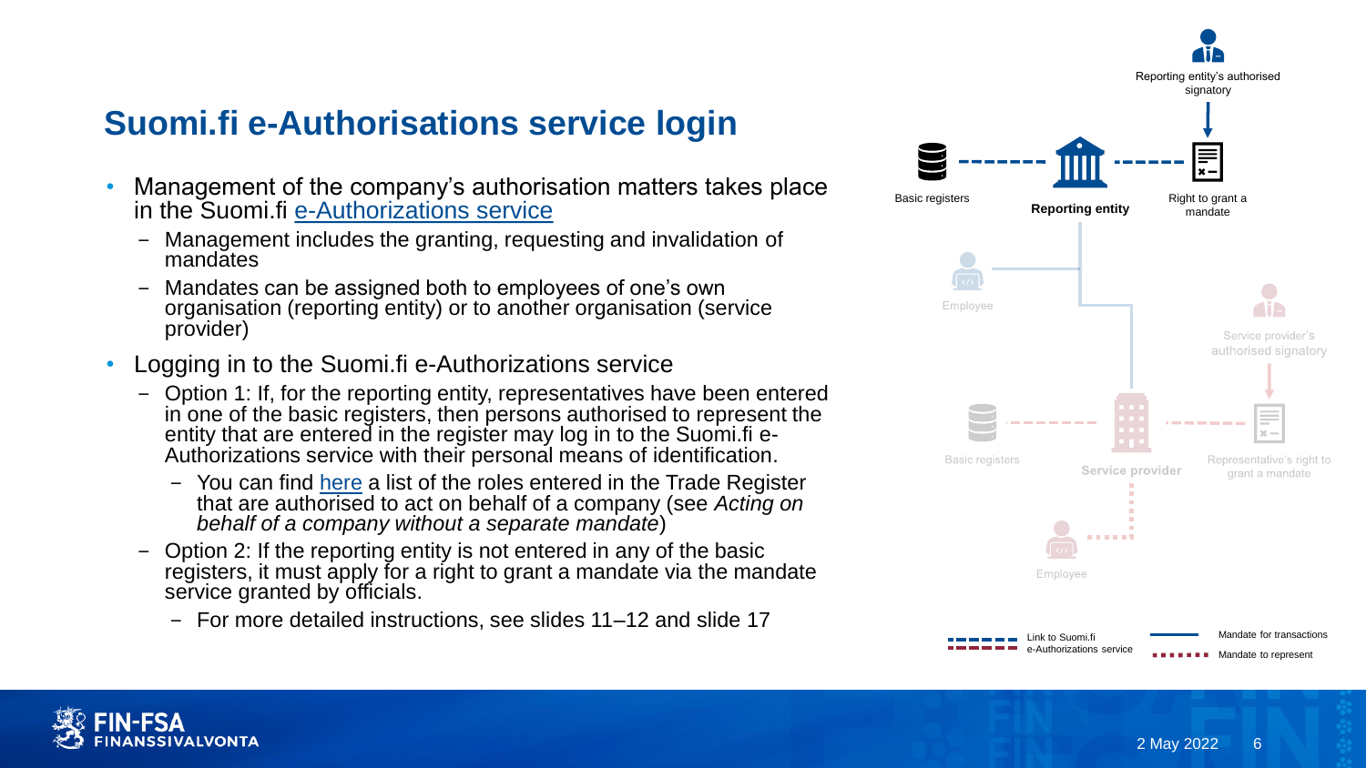# Suomi.fi e-Authorisations service login

- Management of the company's authorisation matters takes place in the Suomi.fi e-Authorizations service
  - Management includes the granting, requesting and invalidation of mandates
  - Mandates can be assigned both to employees of one's own organisation (reporting entity) or to another organisation (service provider)
- Logging in to the Suomi.fi e-Authorizations service
  - Option 1: If, for the reporting entity, representatives have been entered in one of the basic registers, then persons authorised to represent the entity that are entered in the register may log in to the Suomi.fi e-Authorizations service with their personal means of identification.
    - You can find here a list of the roles entered in the Trade Register that are authorised to act on behalf of a company (see *Acting on behalf of a company without a separate mandate*)
  - Option 2: If the reporting entity is not entered in any of the basic registers, it must apply for a right to grant a mandate via the mandate service granted by officials.
    - For more detailed instructions, see slides 11–12 and slide 17

Reporting entity's authorised signatory

Basic registers

Reporting entity

Right to grant a mandate

Employee

Service provider's authorised signatory

Basic registers

Service provider

Representative's right to grant a mandate

Employee

Link to Suomi.fi e-Authorizations service

Mandate for transactions

Mandate to represent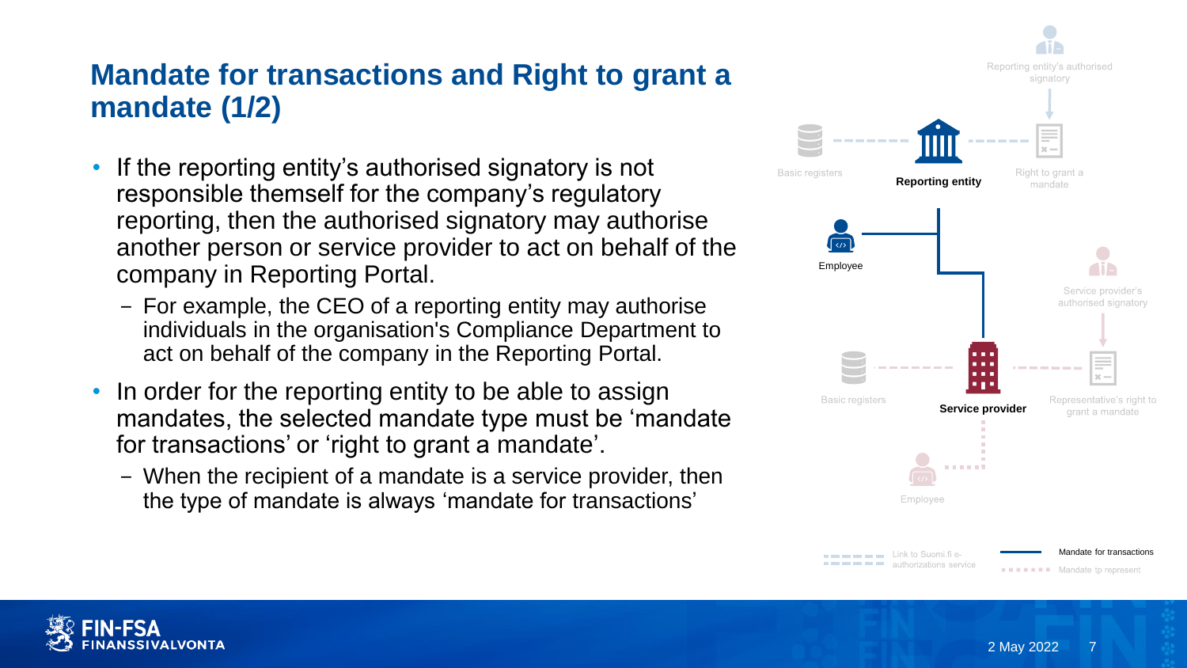# Mandate for transactions and Right to grant a mandate (1/2)

- If the reporting entity's authorised signatory is not responsible themself for the company's regulatory reporting, then the authorised signatory may authorise another person or service provider to act on behalf of the company in Reporting Portal.
  - For example, the CEO of a reporting entity may authorise individuals in the organisation's Compliance Department to act on behalf of the company in the Reporting Portal.
- In order for the reporting entity to be able to assign mandates, the selected mandate type must be 'mandate for transactions' or 'right to grant a mandate'.
  - When the recipient of a mandate is a service provider, then the type of mandate is always 'mandate for transactions'

Reporting entity's authorised signatory

Basic registers

Reporting entity

Right to grant a mandate

Employee

Service provider's authorised signatory

Basic registers

Service provider

Representative's right to grant a mandate

Employee

Link to Suomi.fi e-authorizations service

Mandate for transactions

Mandate tp represent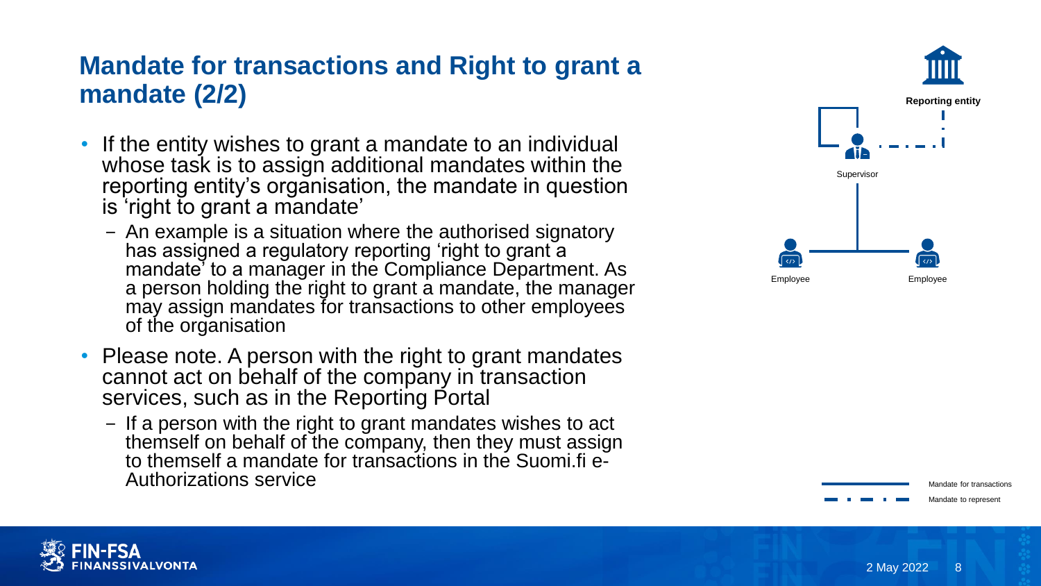## Mandate for transactions and Right to grant a mandate (2/2)

- If the entity wishes to grant a mandate to an individual whose task is to assign additional mandates within the reporting entity's organisation, the mandate in question is 'right to grant a mandate'
  - An example is a situation where the authorised signatory has assigned a regulatory reporting 'right to grant a mandate' to a manager in the Compliance Department. As a person holding the right to grant a mandate, the manager may assign mandates for transactions to other employees of the organisation
- Please note. A person with the right to grant mandates cannot act on behalf of the company in transaction services, such as in the Reporting Portal
  - If a person with the right to grant mandates wishes to act themself on behalf of the company, then they must assign to themself a mandate for transactions in the Suomi.fi e-Authorizations service

Reporting entity

Supervisor

Employee

Employee

Mandate for transactions

Mandate to represent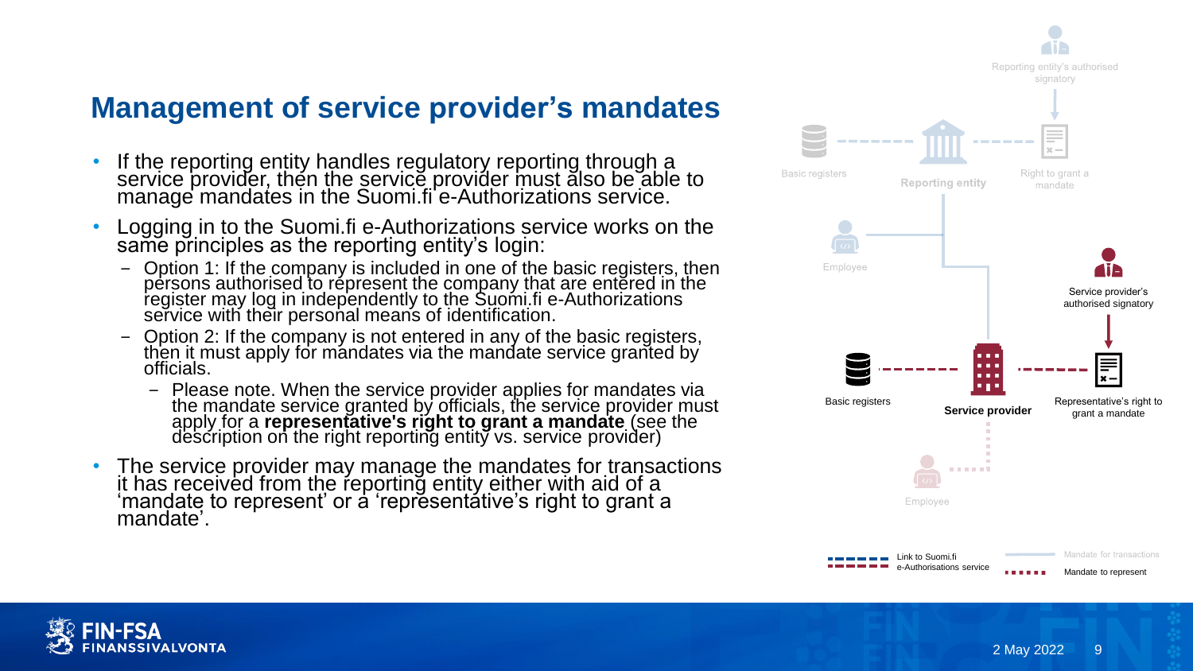# Management of service provider's mandates

- If the reporting entity handles regulatory reporting through a service provider, then the service provider must also be able to manage mandates in the Suomi.fi e-Authorizations service.
- Logging in to the Suomi.fi e-Authorizations service works on the same principles as the reporting entity's login:
  - Option 1: If the company is included in one of the basic registers, then persons authorised to represent the company that are entered in the register may log in independently to the Suomi.fi e-Authorizations service with their personal means of identification.
  - Option 2: If the company is not entered in any of the basic registers, then it must apply for mandates via the mandate service granted by officials.
    - Please note. When the service provider applies for mandates via the mandate service granted by officials, the service provider must apply for a **representative's right to grant a mandate** (see the description on the right reporting entity vs. service provider)
- The service provider may manage the mandates for transactions it has received from the reporting entity either with aid of a 'mandate to represent' or a 'representative's right to grant a mandate'.

Reporting entity's authorised signatory

Basic registers

Reporting entity

Right to grant a mandate

Employee

Service provider's authorised signatory

Basic registers

Service provider

Representative's right to grant a mandate

Employee

Link to Suomi.fi e-Authorisations service

Mandate for transactions

Mandate to represent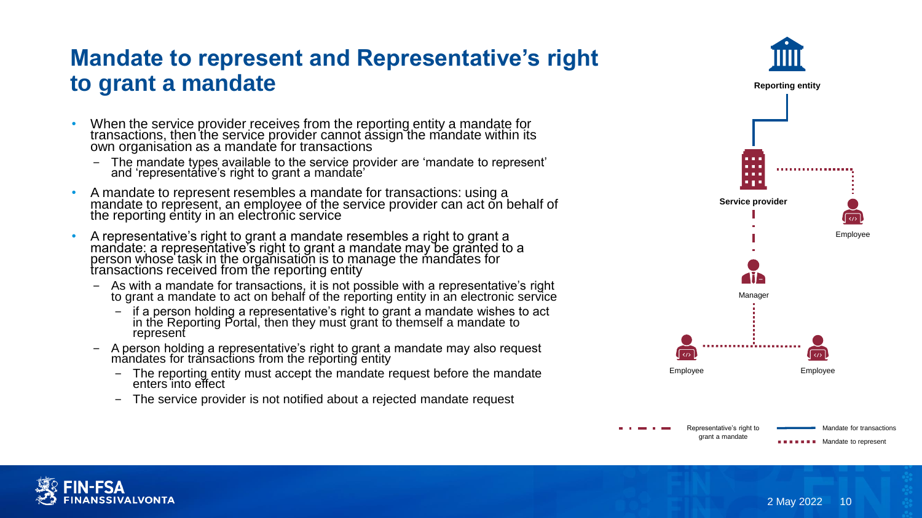# Mandate to represent and Representative's right to grant a mandate

- When the service provider receives from the reporting entity a mandate for transactions, then the service provider cannot assign the mandate within its own organisation as a mandate for transactions
  - The mandate types available to the service provider are 'mandate to represent' and 'representative's right to grant a mandate'
- A mandate to represent resembles a mandate for transactions: using a mandate to represent, an employee of the service provider can act on behalf of the reporting entity in an electronic service
- A representative's right to grant a mandate resembles a right to grant a mandate: a representative's right to grant a mandate may be granted to a person whose task in the organisation is to manage the mandates for transactions received from the reporting entity
  - As with a mandate for transactions, it is not possible with a representative's right to grant a mandate to act on behalf of the reporting entity in an electronic service
    - if a person holding a representative's right to grant a mandate wishes to act in the Reporting Portal, then they must grant to themself a mandate to represent
  - A person holding a representative's right to grant a mandate may also request mandates for transactions from the reporting entity
    - The reporting entity must accept the mandate request before the mandate enters into effect
    - The service provider is not notified about a rejected mandate request

Reporting entity

Service provider

Employee

Manager

Employee

Employee

Representative's right to grant a mandate

Mandate for transactions

Mandate to represent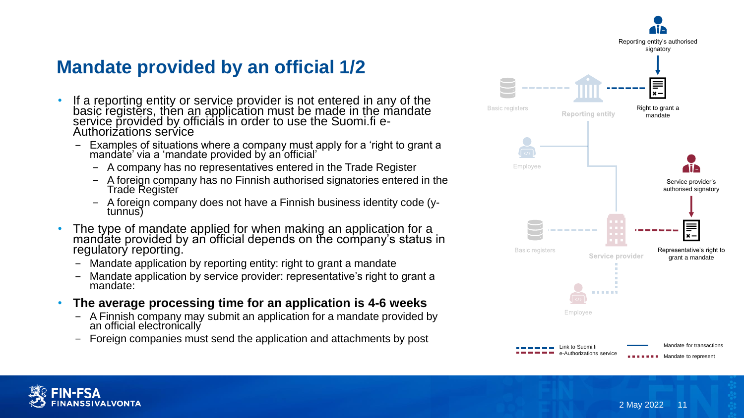# Mandate provided by an official 1/2

- If a reporting entity or service provider is not entered in any of the basic registers, then an application must be made in the mandate service provided by officials in order to use the Suomi.fi e-Authorizations service
  - Examples of situations where a company must apply for a 'right to grant a mandate' via a 'mandate provided by an official'
    - A company has no representatives entered in the Trade Register
    - A foreign company has no Finnish authorised signatories entered in the Trade Register
    - A foreign company does not have a Finnish business identity code (y-tunnus)
- The type of mandate applied for when making an application for a mandate provided by an official depends on the company's status in regulatory reporting.
  - Mandate application by reporting entity: right to grant a mandate
  - Mandate application by service provider: representative's right to grant a mandate:
- **The average processing time for an application is 4-6 weeks**
  - A Finnish company may submit an application for a mandate provided by an official electronically
  - Foreign companies must send the application and attachments by post

Reporting entity's authorised signatory

Right to grant a mandate

Basic registers

Reporting entity

Employee

Service provider's authorised signatory

Basic registers

Service provider

Representative's right to grant a mandate

Employee

Link to Suomi.fi e-Authorizations service

Mandate for transactions

Mandate to represent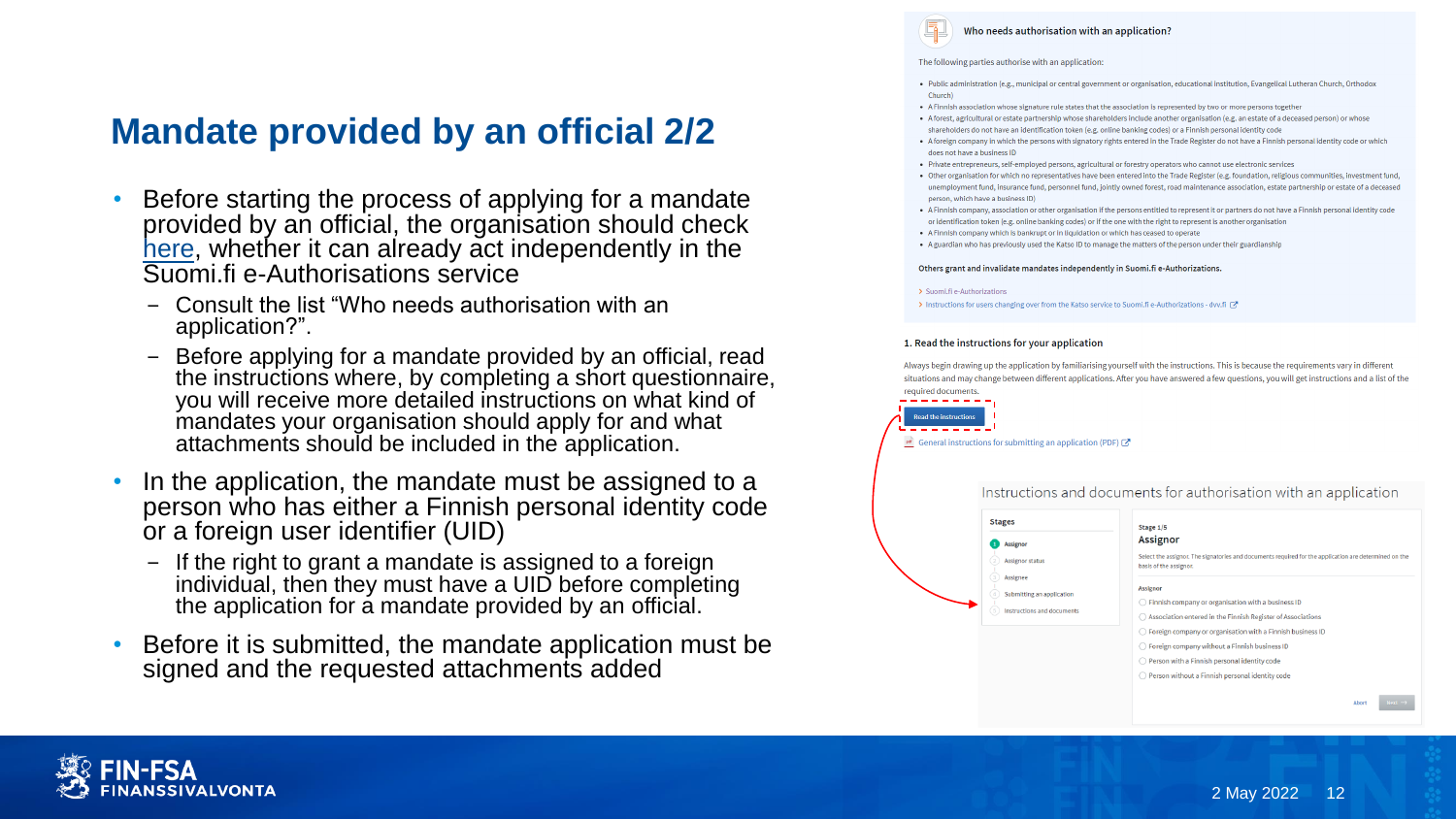# Mandate provided by an official 2/2

- Before starting the process of applying for a mandate provided by an official, the organisation should check here, whether it can already act independently in the Suomi.fi e-Authorisations service
  - Consult the list "Who needs authorisation with an application?".
  - Before applying for a mandate provided by an official, read the instructions where, by completing a short questionnaire, you will receive more detailed instructions on what kind of mandates your organisation should apply for and what attachments should be included in the application.
- In the application, the mandate must be assigned to a person who has either a Finnish personal identity code or a foreign user identifier (UID)
  - If the right to grant a mandate is assigned to a foreign individual, then they must have a UID before completing the application for a mandate provided by an official.
- Before it is submitted, the mandate application must be signed and the requested attachments added

**Who needs authorisation with an application?**

The following parties authorise with an application:

- Public administration (e.g., municipal or central government or organisation, educational institution, Evangelical Lutheran Church, Orthodox Church)
- A Finnish association whose signature rule states that the association is represented by two or more persons together
- A forest, agricultural or estate partnership whose shareholders include another organisation (e.g. an estate of a deceased person) or whose shareholders do not have an identification token (e.g. online banking codes) or a Finnish personal identity code
- A foreign company in which the persons with signatory rights entered in the Trade Register do not have a Finnish personal identity code or which does not have a business ID
- Private entrepreneurs, self-employed persons, agricultural or forestry operators who cannot use electronic services
- Other organisation for which no representatives have been entered into the Trade Register (e.g. foundation, religious communities, investment fund, unemployment fund, insurance fund, personnel fund, jointly owned forest, road maintenance association, estate partnership or estate of a deceased person, which have a business ID)
- A Finnish company, association or other organisation if the persons entitled to represent it or partners do not have a Finnish personal identity code or identification token (e.g. online banking codes) or if the one with the right to represent is another organisation
- A Finnish company which is bankrupt or in liquidation or which has ceased to operate
- A guardian who has previously used the Katso ID to manage the matters of the person under their guardianship

**Others grant and invalidate mandates independently in Suomi.fi e-Authorizations.**

> Suomi.fi e-Authorizations

> Instructions for users changing over from the Katso service to Suomi.fi e-Authorizations - dvv.fi

**1. Read the instructions for your application**

Always begin drawing up the application by familiarising yourself with the instructions. This is because the requirements vary in different situations and may change between different applications. After you have answered a few questions, you will get instructions and a list of the required documents.

Read the instructions

General instructions for submitting an application (PDF)

Instructions and documents for authorisation with an application

Stages
1. Assignor
2. Assignor status
3. Assignee
4. Submitting an application
5. Instructions and documents

Stage 1/5

**Assignor**

Select the assignor. The signatories and documents required for the application are determined on the basis of the assignor.

Assignor
- Finnish company or organisation with a business ID
- Association entered in the Finnish Register of Associations
- Foreign company or organisation with a Finnish business ID
- Foreign company without a Finnish business ID
- Person with a Finnish personal identity code
- Person without a Finnish personal identity code

Abort Next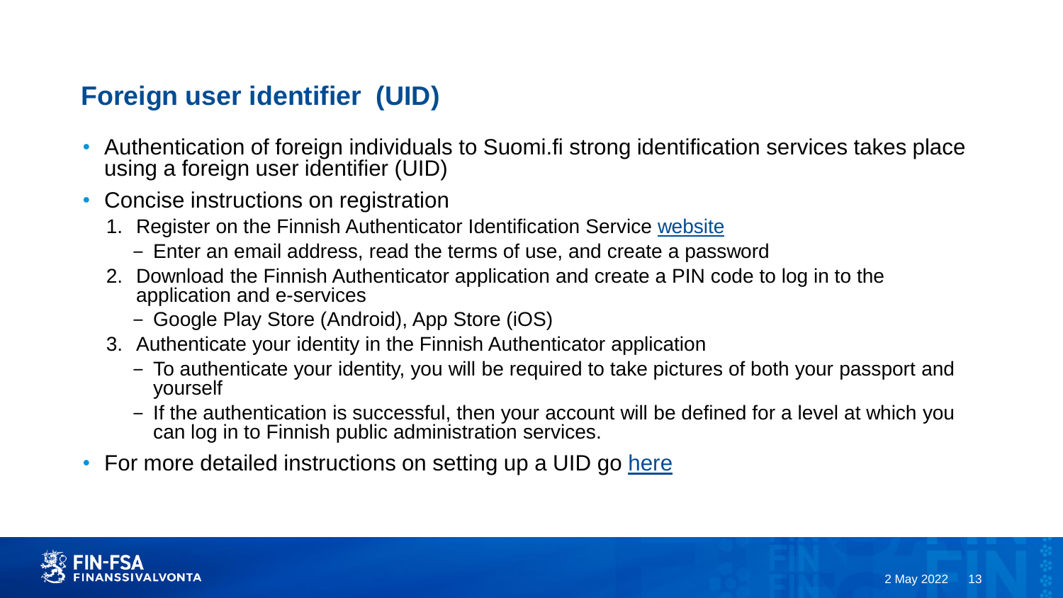## Foreign user identifier (UID)

- Authentication of foreign individuals to Suomi.fi strong identification services takes place using a foreign user identifier (UID)
- Concise instructions on registration
  1. Register on the Finnish Authenticator Identification Service website
     - Enter an email address, read the terms of use, and create a password
  2. Download the Finnish Authenticator application and create a PIN code to log in to the application and e-services
     - Google Play Store (Android), App Store (iOS)
  3. Authenticate your identity in the Finnish Authenticator application
     - To authenticate your identity, you will be required to take pictures of both your passport and yourself
     - If the authentication is successful, then your account will be defined for a level at which you can log in to Finnish public administration services.
- For more detailed instructions on setting up a UID go here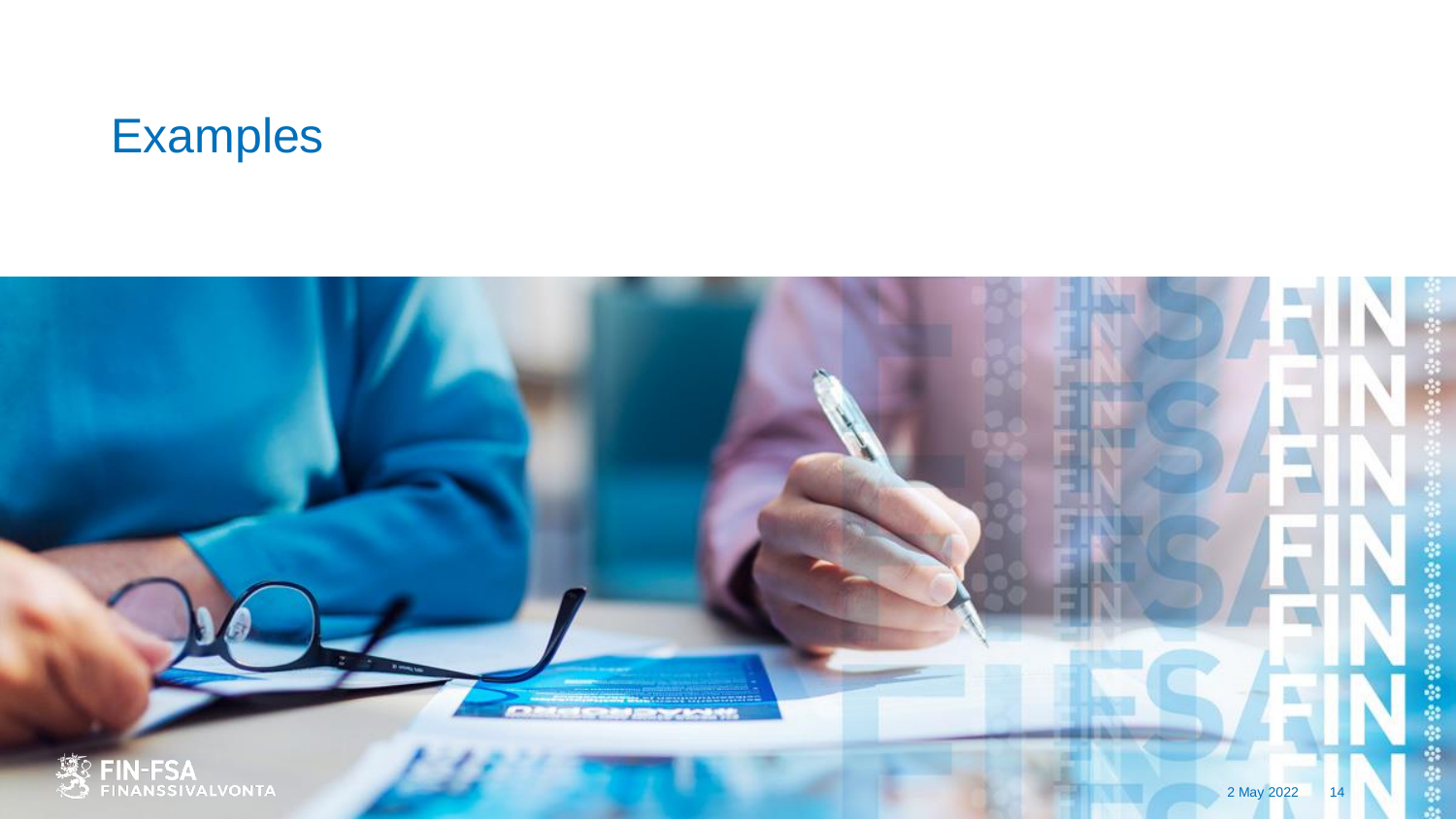# Examples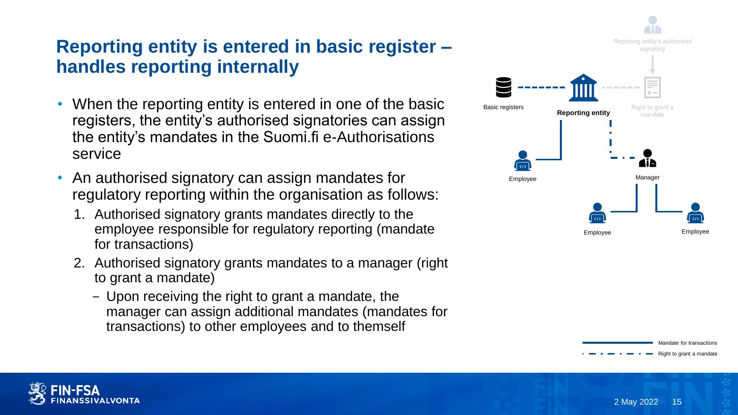# Reporting entity is entered in basic register – handles reporting internally

- When the reporting entity is entered in one of the basic registers, the entity's authorised signatories can assign the entity's mandates in the Suomi.fi e-Authorisations service
- An authorised signatory can assign mandates for regulatory reporting within the organisation as follows:
  1. Authorised signatory grants mandates directly to the employee responsible for regulatory reporting (mandate for transactions)
  2. Authorised signatory grants mandates to a manager (right to grant a mandate)
     - Upon receiving the right to grant a mandate, the manager can assign additional mandates (mandates for transactions) to other employees and to themself

Reporting entity's authorised signatory

Basic registers

Reporting entity

Right to grant a mandate

Employee

Manager

Employee

Employee

Mandate for transactions

Right to grant a mandate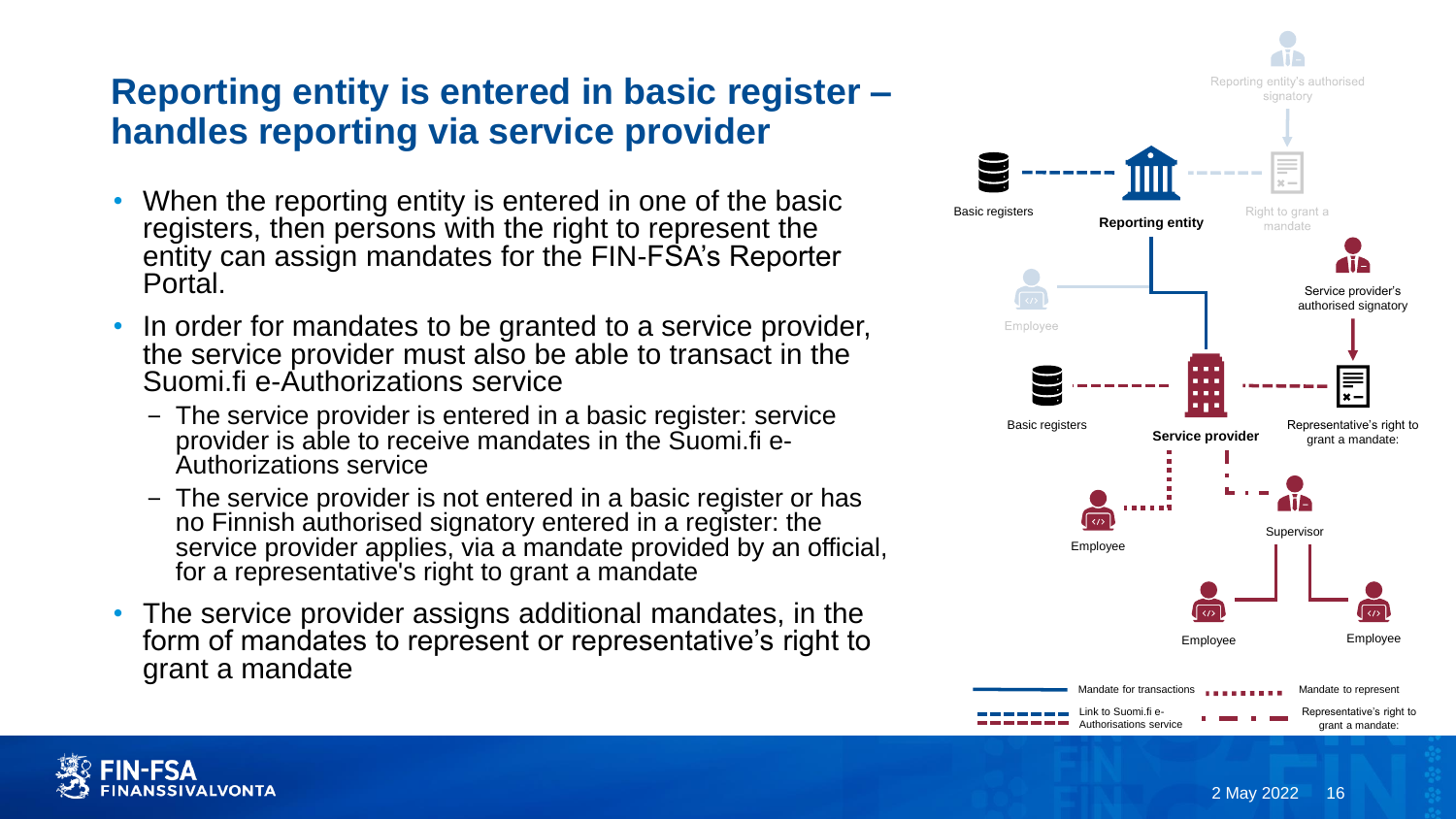# Reporting entity is entered in basic register – handles reporting via service provider

- When the reporting entity is entered in one of the basic registers, then persons with the right to represent the entity can assign mandates for the FIN-FSA's Reporter Portal.
- In order for mandates to be granted to a service provider, the service provider must also be able to transact in the Suomi.fi e-Authorizations service
  - The service provider is entered in a basic register: service provider is able to receive mandates in the Suomi.fi e-Authorizations service
  - The service provider is not entered in a basic register or has no Finnish authorised signatory entered in a register: the service provider applies, via a mandate provided by an official, for a representative's right to grant a mandate
- The service provider assigns additional mandates, in the form of mandates to represent or representative's right to grant a mandate

Reporting entity's authorised signatory

Basic registers

**Reporting entity**

Right to grant a mandate

Service provider's authorised signatory

Employee

Basic registers

**Service provider**

Representative's right to grant a mandate:

Supervisor

Employee

Employee

Employee

Mandate for transactions

Mandate to represent

Link to Suomi.fi e-Authorisations service

Representative's right to grant a mandate: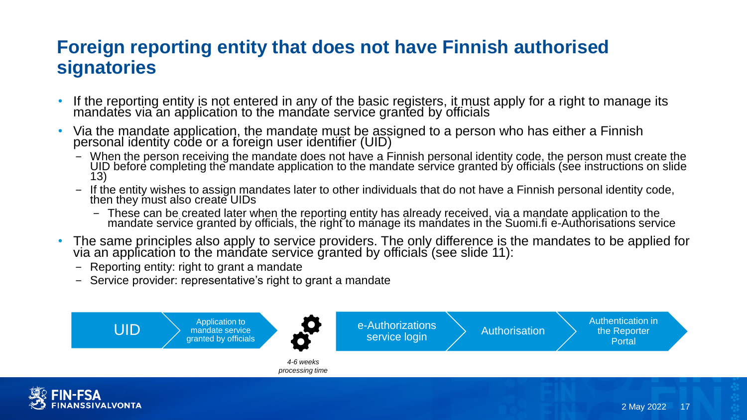# Foreign reporting entity that does not have Finnish authorised signatories

- If the reporting entity is not entered in any of the basic registers, it must apply for a right to manage its mandates via an application to the mandate service granted by officials
- Via the mandate application, the mandate must be assigned to a person who has either a Finnish personal identity code or a foreign user identifier (UID)
  - When the person receiving the mandate does not have a Finnish personal identity code, the person must create the UID before completing the mandate application to the mandate service granted by officials (see instructions on slide 13)
  - If the entity wishes to assign mandates later to other individuals that do not have a Finnish personal identity code, then they must also create UIDs
    - These can be created later when the reporting entity has already received, via a mandate application to the mandate service granted by officials, the right to manage its mandates in the Suomi.fi e-Authorisations service
- The same principles also apply to service providers. The only difference is the mandates to be applied for via an application to the mandate service granted by officials (see slide 11):
  - Reporting entity: right to grant a mandate
  - Service provider: representative's right to grant a mandate

UID → Application to mandate service granted by officials → *4-6 weeks processing time* → e-Authorizations service login → Authorisation → Authentication in the Reporter Portal